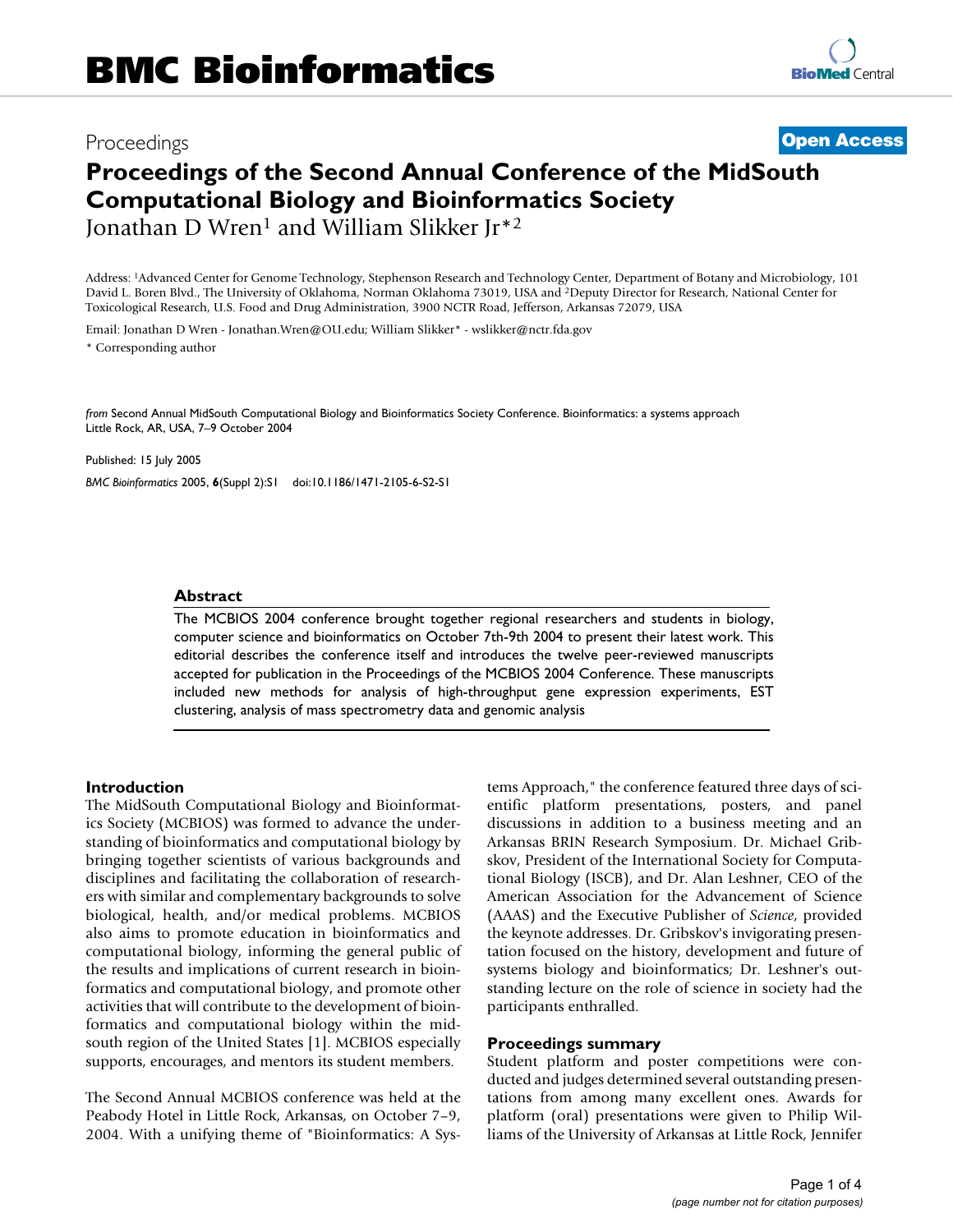BMC Bioinformatics

Proceedings

Open Access

# Proceedings of the Second Annual Conference of the MidSouth Computational Biology and Bioinformatics Society

Jonathan D Wren[1] and William Slikker Jr*[2]

Address: [1]Advanced Center for Genome Technology, Stephenson Research and Technology Center, Department of Botany and Microbiology, 101 David L. Boren Blvd., The University of Oklahoma, Norman Oklahoma 73019, USA and [2]Deputy Director for Research, National Center for Toxicological Research, U.S. Food and Drug Administration, 3900 NCTR Road, Jefferson, Arkansas 72079, USA

Email: Jonathan D Wren - Jonathan.Wren@OU.edu; William Slikker* - wslikker@nctr.fda.gov

\* Corresponding author

*from* Second Annual MidSouth Computational Biology and Bioinformatics Society Conference. Bioinformatics: a systems approach
Little Rock, AR, USA, 7–9 October 2004

Published: 15 July 2005

*BMC Bioinformatics* 2005, **6**(Suppl 2):S1 doi:10.1186/1471-2105-6-S2-S1

## Abstract

The MCBIOS 2004 conference brought together regional researchers and students in biology, computer science and bioinformatics on October 7th-9th 2004 to present their latest work. This editorial describes the conference itself and introduces the twelve peer-reviewed manuscripts accepted for publication in the Proceedings of the MCBIOS 2004 Conference. These manuscripts included new methods for analysis of high-throughput gene expression experiments, EST clustering, analysis of mass spectrometry data and genomic analysis

## Introduction

The MidSouth Computational Biology and Bioinformatics Society (MCBIOS) was formed to advance the understanding of bioinformatics and computational biology by bringing together scientists of various backgrounds and disciplines and facilitating the collaboration of researchers with similar and complementary backgrounds to solve biological, health, and/or medical problems. MCBIOS also aims to promote education in bioinformatics and computational biology, informing the general public of the results and implications of current research in bioinformatics and computational biology, and promote other activities that will contribute to the development of bioinformatics and computational biology within the mid-south region of the United States [1]. MCBIOS especially supports, encourages, and mentors its student members.

The Second Annual MCBIOS conference was held at the Peabody Hotel in Little Rock, Arkansas, on October 7–9, 2004. With a unifying theme of "Bioinformatics: A Systems Approach," the conference featured three days of scientific platform presentations, posters, and panel discussions in addition to a business meeting and an Arkansas BRIN Research Symposium. Dr. Michael Gribskov, President of the International Society for Computational Biology (ISCB), and Dr. Alan Leshner, CEO of the American Association for the Advancement of Science (AAAS) and the Executive Publisher of *Science*, provided the keynote addresses. Dr. Gribskov's invigorating presentation focused on the history, development and future of systems biology and bioinformatics; Dr. Leshner's outstanding lecture on the role of science in society had the participants enthralled.

## Proceedings summary

Student platform and poster competitions were conducted and judges determined several outstanding presentations from among many excellent ones. Awards for platform (oral) presentations were given to Philip Williams of the University of Arkansas at Little Rock, Jennifer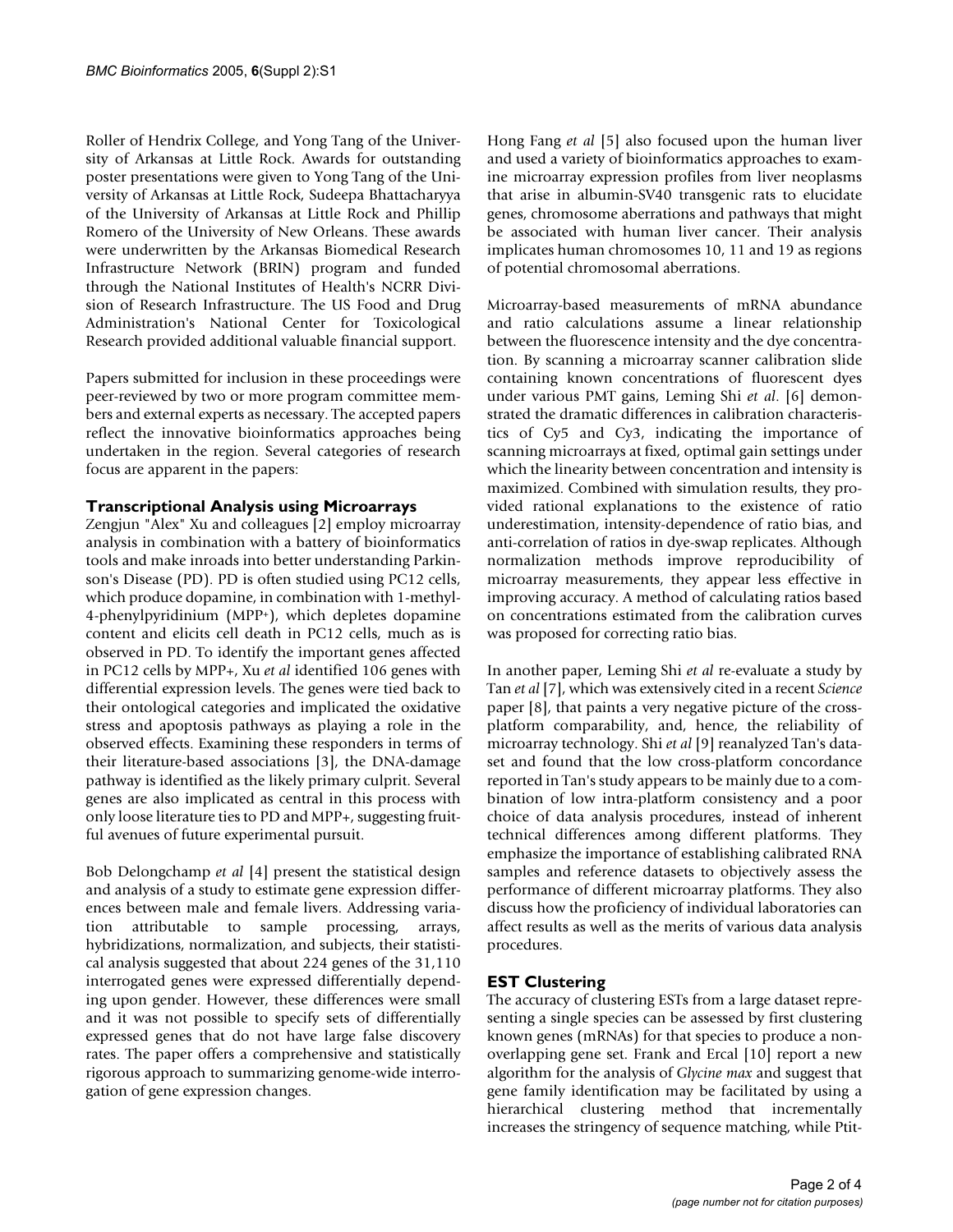Roller of Hendrix College, and Yong Tang of the University of Arkansas at Little Rock. Awards for outstanding poster presentations were given to Yong Tang of the University of Arkansas at Little Rock, Sudeepa Bhattacharyya of the University of Arkansas at Little Rock and Phillip Romero of the University of New Orleans. These awards were underwritten by the Arkansas Biomedical Research Infrastructure Network (BRIN) program and funded through the National Institutes of Health's NCRR Division of Research Infrastructure. The US Food and Drug Administration's National Center for Toxicological Research provided additional valuable financial support.

Papers submitted for inclusion in these proceedings were peer-reviewed by two or more program committee members and external experts as necessary. The accepted papers reflect the innovative bioinformatics approaches being undertaken in the region. Several categories of research focus are apparent in the papers:

## Transcriptional Analysis using Microarrays

Zengjun "Alex" Xu and colleagues [2] employ microarray analysis in combination with a battery of bioinformatics tools and make inroads into better understanding Parkinson's Disease (PD). PD is often studied using PC12 cells, which produce dopamine, in combination with 1-methyl-4-phenylpyridinium (MPP+), which depletes dopamine content and elicits cell death in PC12 cells, much as is observed in PD. To identify the important genes affected in PC12 cells by MPP+, Xu *et al* identified 106 genes with differential expression levels. The genes were tied back to their ontological categories and implicated the oxidative stress and apoptosis pathways as playing a role in the observed effects. Examining these responders in terms of their literature-based associations [3], the DNA-damage pathway is identified as the likely primary culprit. Several genes are also implicated as central in this process with only loose literature ties to PD and MPP+, suggesting fruitful avenues of future experimental pursuit.

Bob Delongchamp *et al* [4] present the statistical design and analysis of a study to estimate gene expression differences between male and female livers. Addressing variation attributable to sample processing, arrays, hybridizations, normalization, and subjects, their statistical analysis suggested that about 224 genes of the 31,110 interrogated genes were expressed differentially depending upon gender. However, these differences were small and it was not possible to specify sets of differentially expressed genes that do not have large false discovery rates. The paper offers a comprehensive and statistically rigorous approach to summarizing genome-wide interrogation of gene expression changes.

Hong Fang *et al* [5] also focused upon the human liver and used a variety of bioinformatics approaches to examine microarray expression profiles from liver neoplasms that arise in albumin-SV40 transgenic rats to elucidate genes, chromosome aberrations and pathways that might be associated with human liver cancer. Their analysis implicates human chromosomes 10, 11 and 19 as regions of potential chromosomal aberrations.

Microarray-based measurements of mRNA abundance and ratio calculations assume a linear relationship between the fluorescence intensity and the dye concentration. By scanning a microarray scanner calibration slide containing known concentrations of fluorescent dyes under various PMT gains, Leming Shi *et al*. [6] demonstrated the dramatic differences in calibration characteristics of Cy5 and Cy3, indicating the importance of scanning microarrays at fixed, optimal gain settings under which the linearity between concentration and intensity is maximized. Combined with simulation results, they provided rational explanations to the existence of ratio underestimation, intensity-dependence of ratio bias, and anti-correlation of ratios in dye-swap replicates. Although normalization methods improve reproducibility of microarray measurements, they appear less effective in improving accuracy. A method of calculating ratios based on concentrations estimated from the calibration curves was proposed for correcting ratio bias.

In another paper, Leming Shi *et al* re-evaluate a study by Tan *et al* [7], which was extensively cited in a recent *Science* paper [8], that paints a very negative picture of the cross-platform comparability, and, hence, the reliability of microarray technology. Shi *et al* [9] reanalyzed Tan's dataset and found that the low cross-platform concordance reported in Tan's study appears to be mainly due to a combination of low intra-platform consistency and a poor choice of data analysis procedures, instead of inherent technical differences among different platforms. They emphasize the importance of establishing calibrated RNA samples and reference datasets to objectively assess the performance of different microarray platforms. They also discuss how the proficiency of individual laboratories can affect results as well as the merits of various data analysis procedures.

## EST Clustering

The accuracy of clustering ESTs from a large dataset representing a single species can be assessed by first clustering known genes (mRNAs) for that species to produce a non-overlapping gene set. Frank and Ercal [10] report a new algorithm for the analysis of *Glycine max* and suggest that gene family identification may be facilitated by using a hierarchical clustering method that incrementally increases the stringency of sequence matching, while Ptit-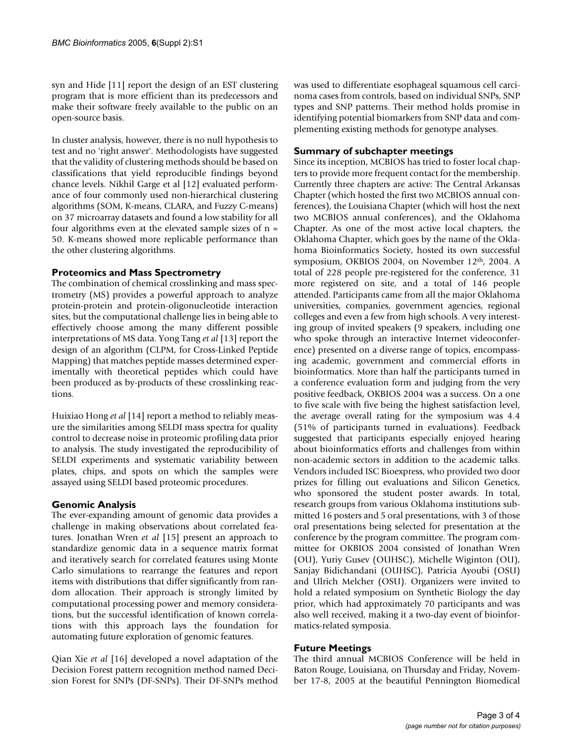syn and Hide [11] report the design of an EST clustering program that is more efficient than its predecessors and make their software freely available to the public on an open-source basis.

In cluster analysis, however, there is no null hypothesis to test and no 'right answer'. Methodologists have suggested that the validity of clustering methods should be based on classifications that yield reproducible findings beyond chance levels. Nikhil Garge et al [12] evaluated performance of four commonly used non-hierarchical clustering algorithms (SOM, K-means, CLARA, and Fuzzy C-means) on 37 microarray datasets and found a low stability for all four algorithms even at the elevated sample sizes of n = 50. K-means showed more replicable performance than the other clustering algorithms.

### Proteomics and Mass Spectrometry

The combination of chemical crosslinking and mass spectrometry (MS) provides a powerful approach to analyze protein-protein and protein-oligonucleotide interaction sites, but the computational challenge lies in being able to effectively choose among the many different possible interpretations of MS data. Yong Tang *et al* [13] report the design of an algorithm (CLPM, for Cross-Linked Peptide Mapping) that matches peptide masses determined experimentally with theoretical peptides which could have been produced as by-products of these crosslinking reactions.

Huixiao Hong *et al* [14] report a method to reliably measure the similarities among SELDI mass spectra for quality control to decrease noise in proteomic profiling data prior to analysis. The study investigated the reproducibility of SELDI experiments and systematic variability between plates, chips, and spots on which the samples were assayed using SELDI based proteomic procedures.

### Genomic Analysis

The ever-expanding amount of genomic data provides a challenge in making observations about correlated features. Jonathan Wren *et al* [15] present an approach to standardize genomic data in a sequence matrix format and iteratively search for correlated features using Monte Carlo simulations to rearrange the features and report items with distributions that differ significantly from random allocation. Their approach is strongly limited by computational processing power and memory considerations, but the successful identification of known correlations with this approach lays the foundation for automating future exploration of genomic features.

Qian Xie *et al* [16] developed a novel adaptation of the Decision Forest pattern recognition method named Decision Forest for SNPs (DF-SNPs). Their DF-SNPs method was used to differentiate esophageal squamous cell carcinoma cases from controls, based on individual SNPs, SNP types and SNP patterns. Their method holds promise in identifying potential biomarkers from SNP data and complementing existing methods for genotype analyses.

### Summary of subchapter meetings

Since its inception, MCBIOS has tried to foster local chapters to provide more frequent contact for the membership. Currently three chapters are active: The Central Arkansas Chapter (which hosted the first two MCBIOS annual conferences), the Louisiana Chapter (which will host the next two MCBIOS annual conferences), and the Oklahoma Chapter. As one of the most active local chapters, the Oklahoma Chapter, which goes by the name of the Oklahoma Bioinformatics Society, hosted its own successful symposium, OKBIOS 2004, on November 12th, 2004. A total of 228 people pre-registered for the conference, 31 more registered on site, and a total of 146 people attended. Participants came from all the major Oklahoma universities, companies, government agencies, regional colleges and even a few from high schools. A very interesting group of invited speakers (9 speakers, including one who spoke through an interactive Internet videoconference) presented on a diverse range of topics, encompassing academic, government and commercial efforts in bioinformatics. More than half the participants turned in a conference evaluation form and judging from the very positive feedback, OKBIOS 2004 was a success. On a one to five scale with five being the highest satisfaction level, the average overall rating for the symposium was 4.4 (51% of participants turned in evaluations). Feedback suggested that participants especially enjoyed hearing about bioinformatics efforts and challenges from within non-academic sectors in addition to the academic talks. Vendors included ISC Bioexpress, who provided two door prizes for filling out evaluations and Silicon Genetics, who sponsored the student poster awards. In total, research groups from various Oklahoma institutions submitted 16 posters and 5 oral presentations, with 3 of those oral presentations being selected for presentation at the conference by the program committee. The program committee for OKBIOS 2004 consisted of Jonathan Wren (OU), Yuriy Gusev (OUHSC), Michelle Wiginton (OU), Sanjay Bidichandani (OUHSC), Patricia Ayoubi (OSU) and Ulrich Melcher (OSU). Organizers were invited to hold a related symposium on Synthetic Biology the day prior, which had approximately 70 participants and was also well received, making it a two-day event of bioinformatics-related symposia.

### Future Meetings

The third annual MCBIOS Conference will be held in Baton Rouge, Louisiana, on Thursday and Friday, November 17-8, 2005 at the beautiful Pennington Biomedical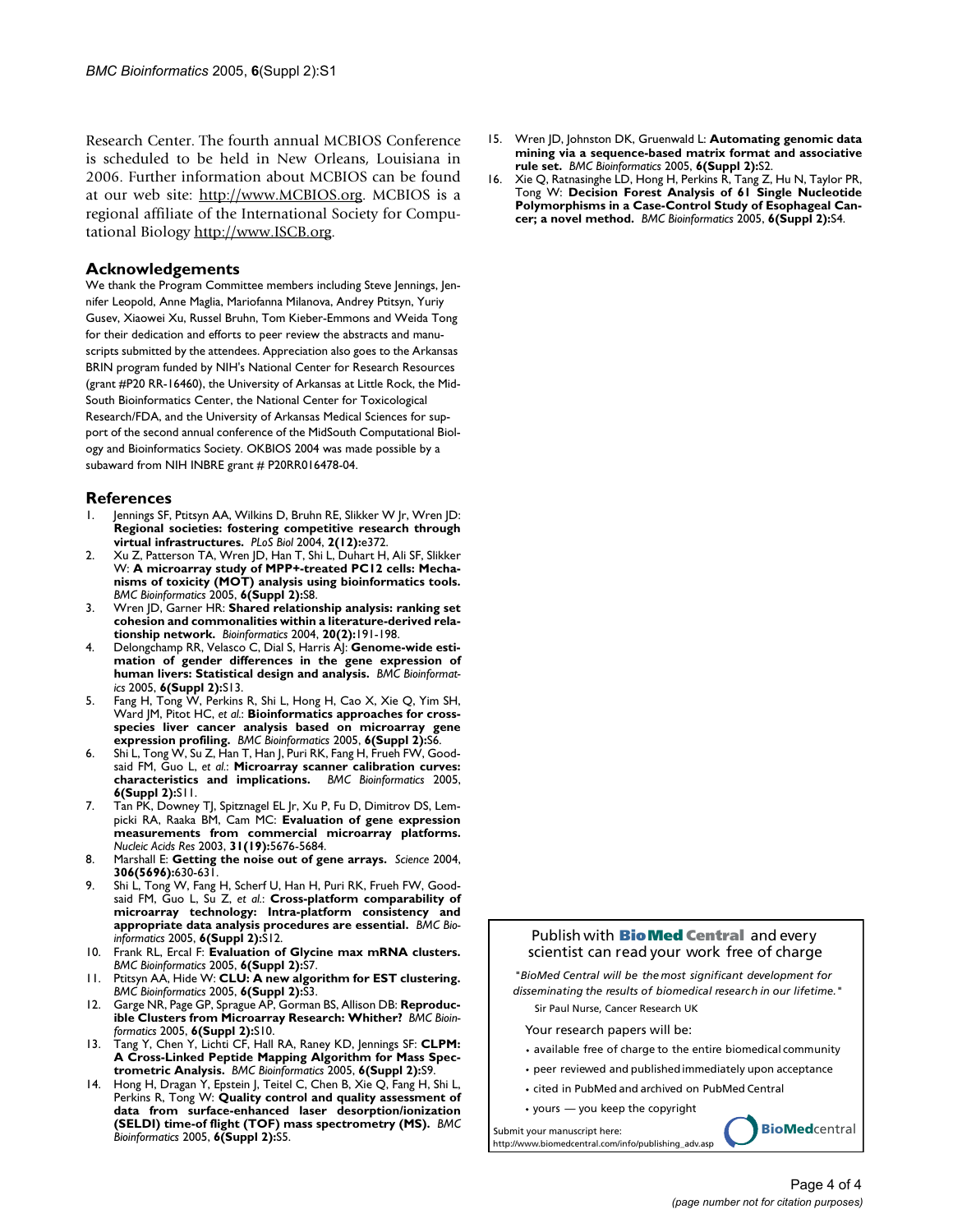Research Center. The fourth annual MCBIOS Conference is scheduled to be held in New Orleans, Louisiana in 2006. Further information about MCBIOS can be found at our web site: http://www.MCBIOS.org. MCBIOS is a regional affiliate of the International Society for Computational Biology http://www.ISCB.org.

## Acknowledgements

We thank the Program Committee members including Steve Jennings, Jennifer Leopold, Anne Maglia, Mariofanna Milanova, Andrey Ptitsyn, Yuriy Gusev, Xiaowei Xu, Russel Bruhn, Tom Kieber-Emmons and Weida Tong for their dedication and efforts to peer review the abstracts and manuscripts submitted by the attendees. Appreciation also goes to the Arkansas BRIN program funded by NIH's National Center for Research Resources (grant #P20 RR-16460), the University of Arkansas at Little Rock, the Mid-South Bioinformatics Center, the National Center for Toxicological Research/FDA, and the University of Arkansas Medical Sciences for support of the second annual conference of the MidSouth Computational Biology and Bioinformatics Society. OKBIOS 2004 was made possible by a subaward from NIH INBRE grant # P20RR016478-04.

## References

1. Jennings SF, Ptitsyn AA, Wilkins D, Bruhn RE, Slikker W Jr, Wren JD: **Regional societies: fostering competitive research through virtual infrastructures.** *PLoS Biol* 2004, **2(12):**e372.
2. Xu Z, Patterson TA, Wren JD, Han T, Shi L, Duhart H, Ali SF, Slikker W: **A microarray study of MPP+-treated PC12 cells: Mechanisms of toxicity (MOT) analysis using bioinformatics tools.** *BMC Bioinformatics* 2005, **6(Suppl 2):**S8.
3. Wren JD, Garner HR: **Shared relationship analysis: ranking set cohesion and commonalities within a literature-derived relationship network.** *Bioinformatics* 2004, **20(2):**191-198.
4. Delongchamp RR, Velasco C, Dial S, Harris AJ: **Genome-wide estimation of gender differences in the gene expression of human livers: Statistical design and analysis.** *BMC Bioinformatics* 2005, **6(Suppl 2):**S13.
5. Fang H, Tong W, Perkins R, Shi L, Hong H, Cao X, Xie Q, Yim SH, Ward JM, Pitot HC, *et al.*: **Bioinformatics approaches for cross-species liver cancer analysis based on microarray gene expression profiling.** *BMC Bioinformatics* 2005, **6(Suppl 2):**S6.
6. Shi L, Tong W, Su Z, Han T, Han J, Puri RK, Fang H, Frueh FW, Goodsaid FM, Guo L, *et al.*: **Microarray scanner calibration curves: characteristics and implications.** *BMC Bioinformatics* 2005, **6(Suppl 2):**S11.
7. Tan PK, Downey TJ, Spitznagel EL Jr, Xu P, Fu D, Dimitrov DS, Lempicki RA, Raaka BM, Cam MC: **Evaluation of gene expression measurements from commercial microarray platforms.** *Nucleic Acids Res* 2003, **31(19):**5676-5684.
8. Marshall E: **Getting the noise out of gene arrays.** *Science* 2004, **306(5696):**630-631.
9. Shi L, Tong W, Fang H, Scherf U, Han H, Puri RK, Frueh FW, Goodsaid FM, Guo L, Su Z, *et al.*: **Cross-platform comparability of microarray technology: Intra-platform consistency and appropriate data analysis procedures are essential.** *BMC Bioinformatics* 2005, **6(Suppl 2):**S12.
10. Frank RL, Ercal F: **Evaluation of Glycine max mRNA clusters.** *BMC Bioinformatics* 2005, **6(Suppl 2):**S7.
11. Ptitsyn AA, Hide W: **CLU: A new algorithm for EST clustering.** *BMC Bioinformatics* 2005, **6(Suppl 2):**S3.
12. Garge NR, Page GP, Sprague AP, Gorman BS, Allison DB: **Reproducible Clusters from Microarray Research: Whither?** *BMC Bioinformatics* 2005, **6(Suppl 2):**S10.
13. Tang Y, Chen Y, Lichti CF, Hall RA, Raney KD, Jennings SF: **CLPM: A Cross-Linked Peptide Mapping Algorithm for Mass Spectrometric Analysis.** *BMC Bioinformatics* 2005, **6(Suppl 2):**S9.
14. Hong H, Dragan Y, Epstein J, Teitel C, Chen B, Xie Q, Fang H, Shi L, Perkins R, Tong W: **Quality control and quality assessment of data from surface-enhanced laser desorption/ionization (SELDI) time-of flight (TOF) mass spectrometry (MS).** *BMC Bioinformatics* 2005, **6(Suppl 2):**S5.
15. Wren JD, Johnston DK, Gruenwald L: **Automating genomic data mining via a sequence-based matrix format and associative rule set.** *BMC Bioinformatics* 2005, **6(Suppl 2):**S2.
16. Xie Q, Ratnasinghe LD, Hong H, Perkins R, Tang Z, Hu N, Taylor PR, Tong W: **Decision Forest Analysis of 61 Single Nucleotide Polymorphisms in a Case-Control Study of Esophageal Cancer; a novel method.** *BMC Bioinformatics* 2005, **6(Suppl 2):**S4.

Publish with **BioMed Central** and every scientist can read your work free of charge

*"BioMed Central will be the most significant development for disseminating the results of biomedical research in our lifetime."*
Sir Paul Nurse, Cancer Research UK

Your research papers will be:

- available free of charge to the entire biomedical community
- peer reviewed and published immediately upon acceptance
- cited in PubMed and archived on PubMed Central
- yours — you keep the copyright

Submit your manuscript here:
http://www.biomedcentral.com/info/publishing_adv.asp

BioMedcentral